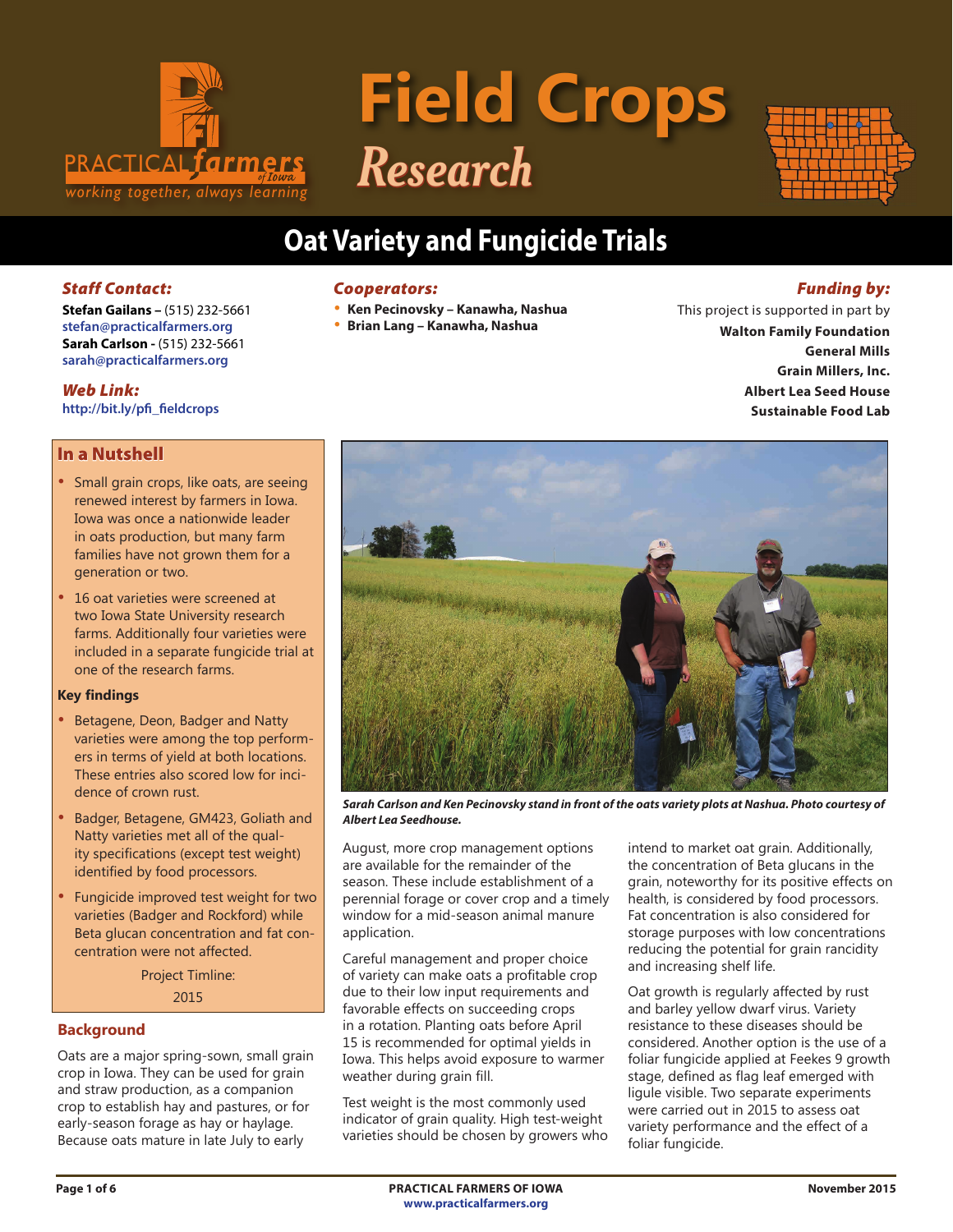# Field Crops Research

## Oat Variety and Fungicide Trials

***Staff Contact:***

**Stefan Gailans –** (515) 232-5661
stefan@practicalfarmers.org
**Sarah Carlson -** (515) 232-5661
sarah@practicalfarmers.org

***Web Link:***

http://bit.ly/pfi_fieldcrops

***Cooperators:***

- **Ken Pecinovsky – Kanawha, Nashua**
- **Brian Lang – Kanawha, Nashua**

***Funding by:***

This project is supported in part by
**Walton Family Foundation**
**General Mills**
**Grain Millers, Inc.**
**Albert Lea Seed House**
**Sustainable Food Lab**

### In a Nutshell

- Small grain crops, like oats, are seeing renewed interest by farmers in Iowa. Iowa was once a nationwide leader in oats production, but many farm families have not grown them for a generation or two.
- 16 oat varieties were screened at two Iowa State University research farms. Additionally four varieties were included in a separate fungicide trial at one of the research farms.

**Key findings**

- Betagene, Deon, Badger and Natty varieties were among the top performers in terms of yield at both locations. These entries also scored low for incidence of crown rust.
- Badger, Betagene, GM423, Goliath and Natty varieties met all of the quality specifications (except test weight) identified by food processors.
- Fungicide improved test weight for two varieties (Badger and Rockford) while Beta glucan concentration and fat concentration were not affected.

Project Timline:
2015

***Sarah Carlson and Ken Pecinovsky stand in front of the oats variety plots at Nashua. Photo courtesy of Albert Lea Seedhouse.***

### Background

Oats are a major spring-sown, small grain crop in Iowa. They can be used for grain and straw production, as a companion crop to establish hay and pastures, or for early-season forage as hay or haylage. Because oats mature in late July to early August, more crop management options are available for the remainder of the season. These include establishment of a perennial forage or cover crop and a timely window for a mid-season animal manure application.

Careful management and proper choice of variety can make oats a profitable crop due to their low input requirements and favorable effects on succeeding crops in a rotation. Planting oats before April 15 is recommended for optimal yields in Iowa. This helps avoid exposure to warmer weather during grain fill.

Test weight is the most commonly used indicator of grain quality. High test-weight varieties should be chosen by growers who intend to market oat grain. Additionally, the concentration of Beta glucans in the grain, noteworthy for its positive effects on health, is considered by food processors. Fat concentration is also considered for storage purposes with low concentrations reducing the potential for grain rancidity and increasing shelf life.

Oat growth is regularly affected by rust and barley yellow dwarf virus. Variety resistance to these diseases should be considered. Another option is the use of a foliar fungicide applied at Feekes 9 growth stage, defined as flag leaf emerged with ligule visible. Two separate experiments were carried out in 2015 to assess oat variety performance and the effect of a foliar fungicide.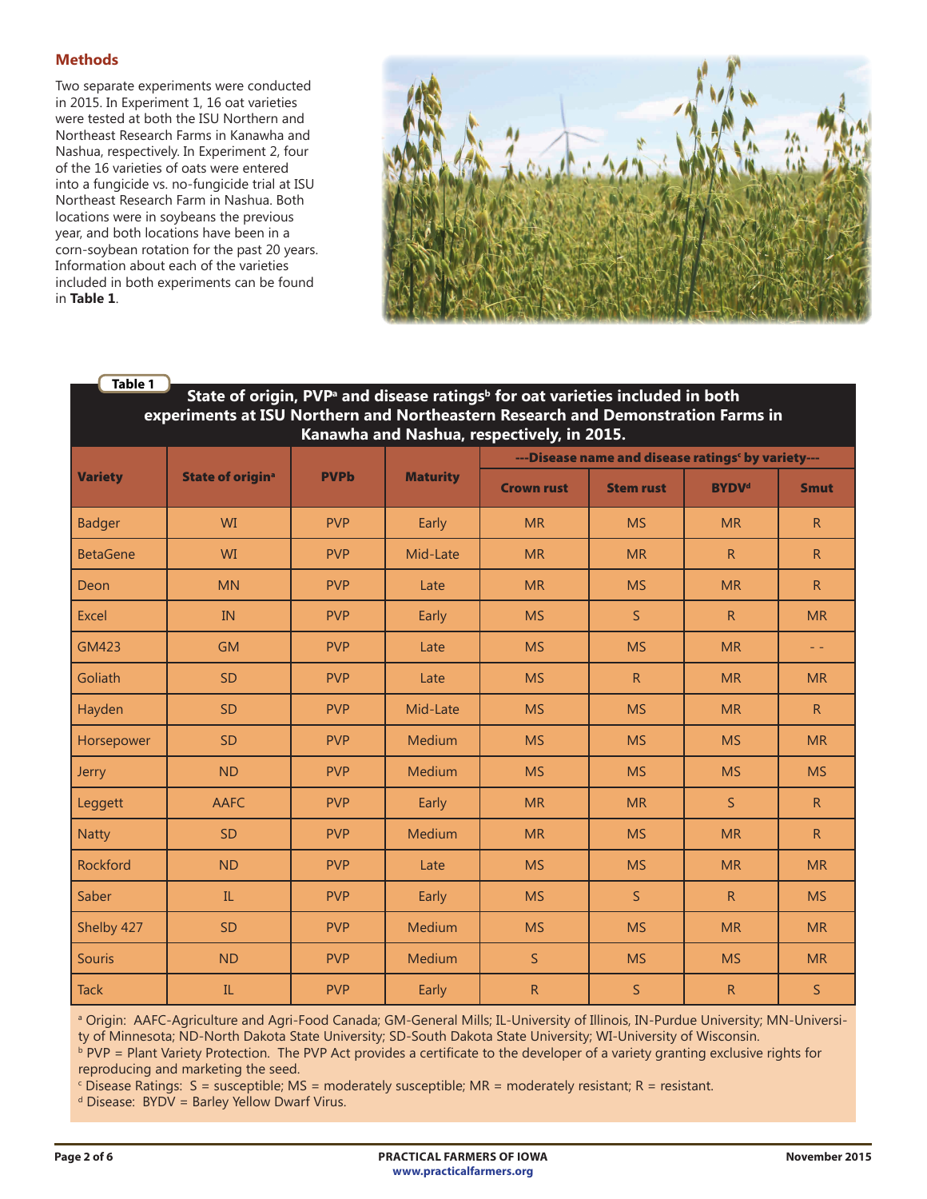## Methods

Two separate experiments were conducted in 2015. In Experiment 1, 16 oat varieties were tested at both the ISU Northern and Northeast Research Farms in Kanawha and Nashua, respectively. In Experiment 2, four of the 16 varieties of oats were entered into a fungicide vs. no-fungicide trial at ISU Northeast Research Farm in Nashua. Both locations were in soybeans the previous year, and both locations have been in a corn-soybean rotation for the past 20 years. Information about each of the varieties included in both experiments can be found in **Table 1**.

**Table 1** State of origin, PVP[a] and disease ratings[b] for oat varieties included in both experiments at ISU Northern and Northeastern Research and Demonstration Farms in Kanawha and Nashua, respectively, in 2015.

| Variety | State of origin[a] | PVPb | Maturity | ---Disease name and disease ratings[c] by variety--- | | | |
|---|---|---|---|---|---|---|---|
| | | | | Crown rust | Stem rust | BYDV[d] | Smut |
| Badger | WI | PVP | Early | MR | MS | MR | R |
| BetaGene | WI | PVP | Mid-Late | MR | MR | R | R |
| Deon | MN | PVP | Late | MR | MS | MR | R |
| Excel | IN | PVP | Early | MS | S | R | MR |
| GM423 | GM | PVP | Late | MS | MS | MR | - - |
| Goliath | SD | PVP | Late | MS | R | MR | MR |
| Hayden | SD | PVP | Mid-Late | MS | MS | MR | R |
| Horsepower | SD | PVP | Medium | MS | MS | MS | MR |
| Jerry | ND | PVP | Medium | MS | MS | MS | MS |
| Leggett | AAFC | PVP | Early | MR | MR | S | R |
| Natty | SD | PVP | Medium | MR | MS | MR | R |
| Rockford | ND | PVP | Late | MS | MS | MR | MR |
| Saber | IL | PVP | Early | MS | S | R | MS |
| Shelby 427 | SD | PVP | Medium | MS | MS | MR | MR |
| Souris | ND | PVP | Medium | S | MS | MS | MR |
| Tack | IL | PVP | Early | R | S | R | S |

[a] Origin: AAFC-Agriculture and Agri-Food Canada; GM-General Mills; IL-University of Illinois, IN-Purdue University; MN-University of Minnesota; ND-North Dakota State University; SD-South Dakota State University; WI-University of Wisconsin.
[b] PVP = Plant Variety Protection. The PVP Act provides a certificate to the developer of a variety granting exclusive rights for reproducing and marketing the seed.
[c] Disease Ratings: S = susceptible; MS = moderately susceptible; MR = moderately resistant; R = resistant.
[d] Disease: BYDV = Barley Yellow Dwarf Virus.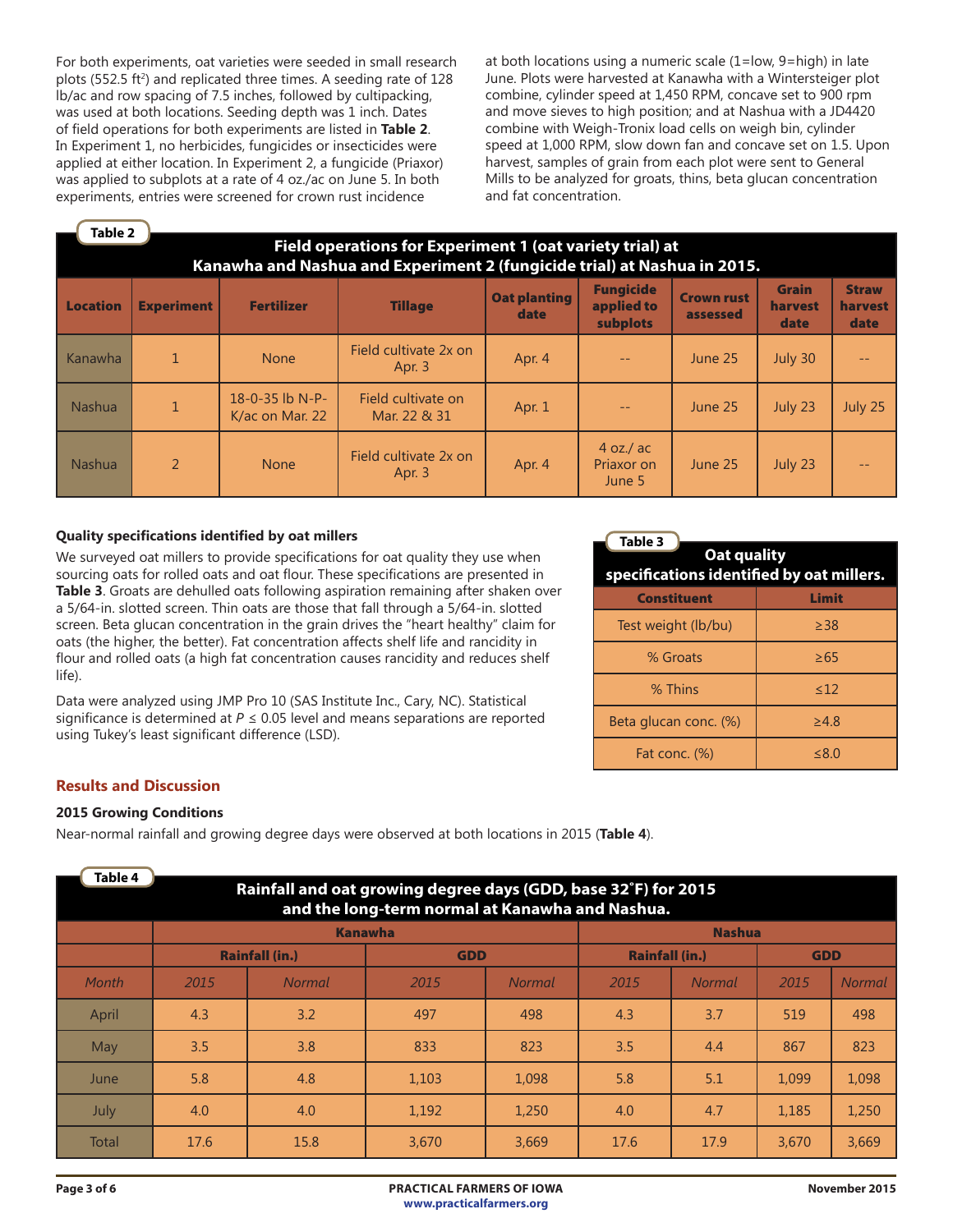For both experiments, oat varieties were seeded in small research plots (552.5 ft$^2$) and replicated three times. A seeding rate of 128 lb/ac and row spacing of 7.5 inches, followed by cultipacking, was used at both locations. Seeding depth was 1 inch. Dates of field operations for both experiments are listed in **Table 2**. In Experiment 1, no herbicides, fungicides or insecticides were applied at either location. In Experiment 2, a fungicide (Priaxor) was applied to subplots at a rate of 4 oz./ac on June 5. In both experiments, entries were screened for crown rust incidence at both locations using a numeric scale (1=low, 9=high) in late June. Plots were harvested at Kanawha with a Wintersteiger plot combine, cylinder speed at 1,450 RPM, concave set to 900 rpm and move sieves to high position; and at Nashua with a JD4420 combine with Weigh-Tronix load cells on weigh bin, cylinder speed at 1,000 RPM, slow down fan and concave set on 1.5. Upon harvest, samples of grain from each plot were sent to General Mills to be analyzed for groats, thins, beta glucan concentration and fat concentration.

**Table 2. Field operations for Experiment 1 (oat variety trial) at Kanawha and Nashua and Experiment 2 (fungicide trial) at Nashua in 2015.**

| Location | Experiment | Fertilizer | Tillage | Oat planting date | Fungicide applied to subplots | Crown rust assessed | Grain harvest date | Straw harvest date |
|---|---|---|---|---|---|---|---|---|
| Kanawha | 1 | None | Field cultivate 2x on Apr. 3 | Apr. 4 | -- | June 25 | July 30 | -- |
| Nashua | 1 | 18-0-35 lb N-P-K/ac on Mar. 22 | Field cultivate on Mar. 22 & 31 | Apr. 1 | -- | June 25 | July 23 | July 25 |
| Nashua | 2 | None | Field cultivate 2x on Apr. 3 | Apr. 4 | 4 oz./ ac Priaxor on June 5 | June 25 | July 23 | -- |

### Quality specifications identified by oat millers

We surveyed oat millers to provide specifications for oat quality they use when sourcing oats for rolled oats and oat flour. These specifications are presented in **Table 3**. Groats are dehulled oats following aspiration remaining after shaken over a 5/64-in. slotted screen. Thin oats are those that fall through a 5/64-in. slotted screen. Beta glucan concentration in the grain drives the "heart healthy" claim for oats (the higher, the better). Fat concentration affects shelf life and rancidity in flour and rolled oats (a high fat concentration causes rancidity and reduces shelf life).

Data were analyzed using JMP Pro 10 (SAS Institute Inc., Cary, NC). Statistical significance is determined at $P \leq 0.05$ level and means separations are reported using Tukey's least significant difference (LSD).

**Table 3. Oat quality specifications identified by oat millers.**

| Constituent | Limit |
|---|---|
| Test weight (lb/bu) | ≥38 |
| % Groats | ≥65 |
| % Thins | ≤12 |
| Beta glucan conc. (%) | ≥4.8 |
| Fat conc. (%) | ≤8.0 |

## Results and Discussion

### 2015 Growing Conditions

Near-normal rainfall and growing degree days were observed at both locations in 2015 (**Table 4**).

**Table 4. Rainfall and oat growing degree days (GDD, base 32˚F) for 2015 and the long-term normal at Kanawha and Nashua.**

| | Kanawha | | | | Nashua | | | |
|---|---|---|---|---|---|---|---|---|
| | Rainfall (in.) | | GDD | | Rainfall (in.) | | GDD | |
| *Month* | *2015* | *Normal* | *2015* | *Normal* | *2015* | *Normal* | *2015* | *Normal* |
| April | 4.3 | 3.2 | 497 | 498 | 4.3 | 3.7 | 519 | 498 |
| May | 3.5 | 3.8 | 833 | 823 | 3.5 | 4.4 | 867 | 823 |
| June | 5.8 | 4.8 | 1,103 | 1,098 | 5.8 | 5.1 | 1,099 | 1,098 |
| July | 4.0 | 4.0 | 1,192 | 1,250 | 4.0 | 4.7 | 1,185 | 1,250 |
| Total | 17.6 | 15.8 | 3,670 | 3,669 | 17.6 | 17.9 | 3,670 | 3,669 |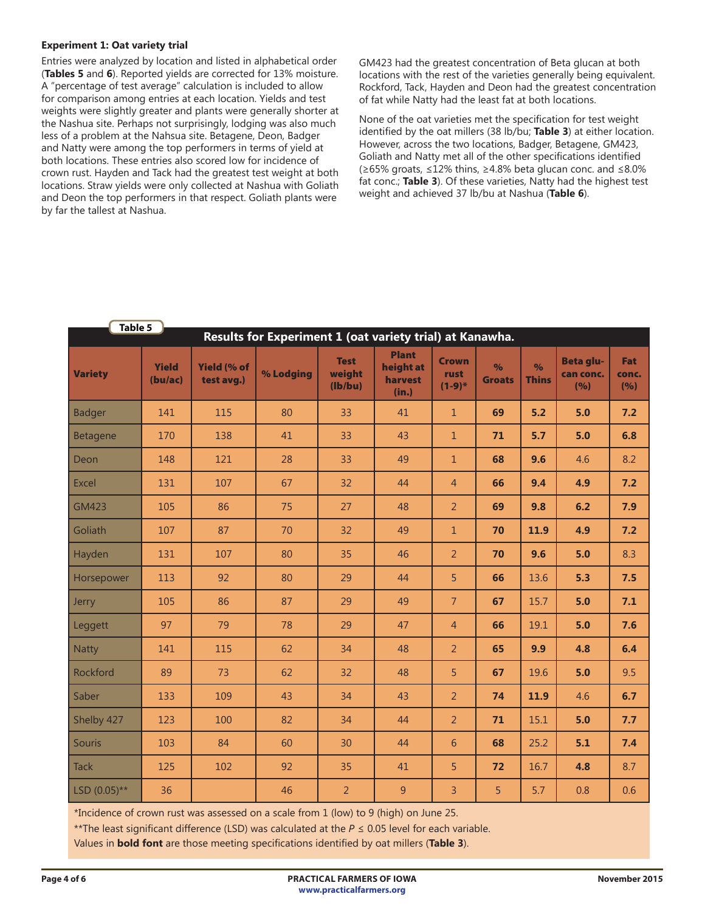### Experiment 1: Oat variety trial

Entries were analyzed by location and listed in alphabetical order (**Tables 5** and **6**). Reported yields are corrected for 13% moisture. A "percentage of test average" calculation is included to allow for comparison among entries at each location. Yields and test weights were slightly greater and plants were generally shorter at the Nashua site. Perhaps not surprisingly, lodging was also much less of a problem at the Nahsua site. Betagene, Deon, Badger and Natty were among the top performers in terms of yield at both locations. These entries also scored low for incidence of crown rust. Hayden and Tack had the greatest test weight at both locations. Straw yields were only collected at Nashua with Goliath and Deon the top performers in that respect. Goliath plants were by far the tallest at Nashua.

GM423 had the greatest concentration of Beta glucan at both locations with the rest of the varieties generally being equivalent. Rockford, Tack, Hayden and Deon had the greatest concentration of fat while Natty had the least fat at both locations.

None of the oat varieties met the specification for test weight identified by the oat millers (38 lb/bu; **Table 3**) at either location. However, across the two locations, Badger, Betagene, GM423, Goliath and Natty met all of the other specifications identified (≥65% groats, ≤12% thins, ≥4.8% beta glucan conc. and ≤8.0% fat conc.; **Table 3**). Of these varieties, Natty had the highest test weight and achieved 37 lb/bu at Nashua (**Table 6**).

**Table 5**

**Results for Experiment 1 (oat variety trial) at Kanawha.**

| Variety | Yield (bu/ac) | Yield (% of test avg.) | % Lodging | Test weight (lb/bu) | Plant height at harvest (in.) | Crown rust (1-9)* | % Groats | % Thins | Beta glucan conc. (%) | Fat conc. (%) |
|---|---|---|---|---|---|---|---|---|---|---|
| Badger | 141 | 115 | 80 | 33 | 41 | 1 | **69** | **5.2** | **5.0** | **7.2** |
| Betagene | 170 | 138 | 41 | 33 | 43 | 1 | **71** | **5.7** | **5.0** | **6.8** |
| Deon | 148 | 121 | 28 | 33 | 49 | 1 | **68** | **9.6** | 4.6 | 8.2 |
| Excel | 131 | 107 | 67 | 32 | 44 | 4 | **66** | **9.4** | **4.9** | **7.2** |
| GM423 | 105 | 86 | 75 | 27 | 48 | 2 | **69** | **9.8** | **6.2** | **7.9** |
| Goliath | 107 | 87 | 70 | 32 | 49 | 1 | **70** | **11.9** | **4.9** | **7.2** |
| Hayden | 131 | 107 | 80 | 35 | 46 | 2 | **70** | **9.6** | **5.0** | 8.3 |
| Horsepower | 113 | 92 | 80 | 29 | 44 | 5 | **66** | 13.6 | **5.3** | **7.5** |
| Jerry | 105 | 86 | 87 | 29 | 49 | 7 | **67** | 15.7 | **5.0** | **7.1** |
| Leggett | 97 | 79 | 78 | 29 | 47 | 4 | **66** | 19.1 | **5.0** | **7.6** |
| Natty | 141 | 115 | 62 | 34 | 48 | 2 | **65** | **9.9** | **4.8** | **6.4** |
| Rockford | 89 | 73 | 62 | 32 | 48 | 5 | **67** | 19.6 | **5.0** | 9.5 |
| Saber | 133 | 109 | 43 | 34 | 43 | 2 | **74** | **11.9** | 4.6 | **6.7** |
| Shelby 427 | 123 | 100 | 82 | 34 | 44 | 2 | **71** | 15.1 | **5.0** | **7.7** |
| Souris | 103 | 84 | 60 | 30 | 44 | 6 | **68** | 25.2 | **5.1** | **7.4** |
| Tack | 125 | 102 | 92 | 35 | 41 | 5 | **72** | 16.7 | **4.8** | 8.7 |
| LSD (0.05)** | 36 | | 46 | 2 | 9 | 3 | 5 | 5.7 | 0.8 | 0.6 |

*Incidence of crown rust was assessed on a scale from 1 (low) to 9 (high) on June 25.

**The least significant difference (LSD) was calculated at the $P \leq 0.05$ level for each variable.

Values in **bold font** are those meeting specifications identified by oat millers (**Table 3**).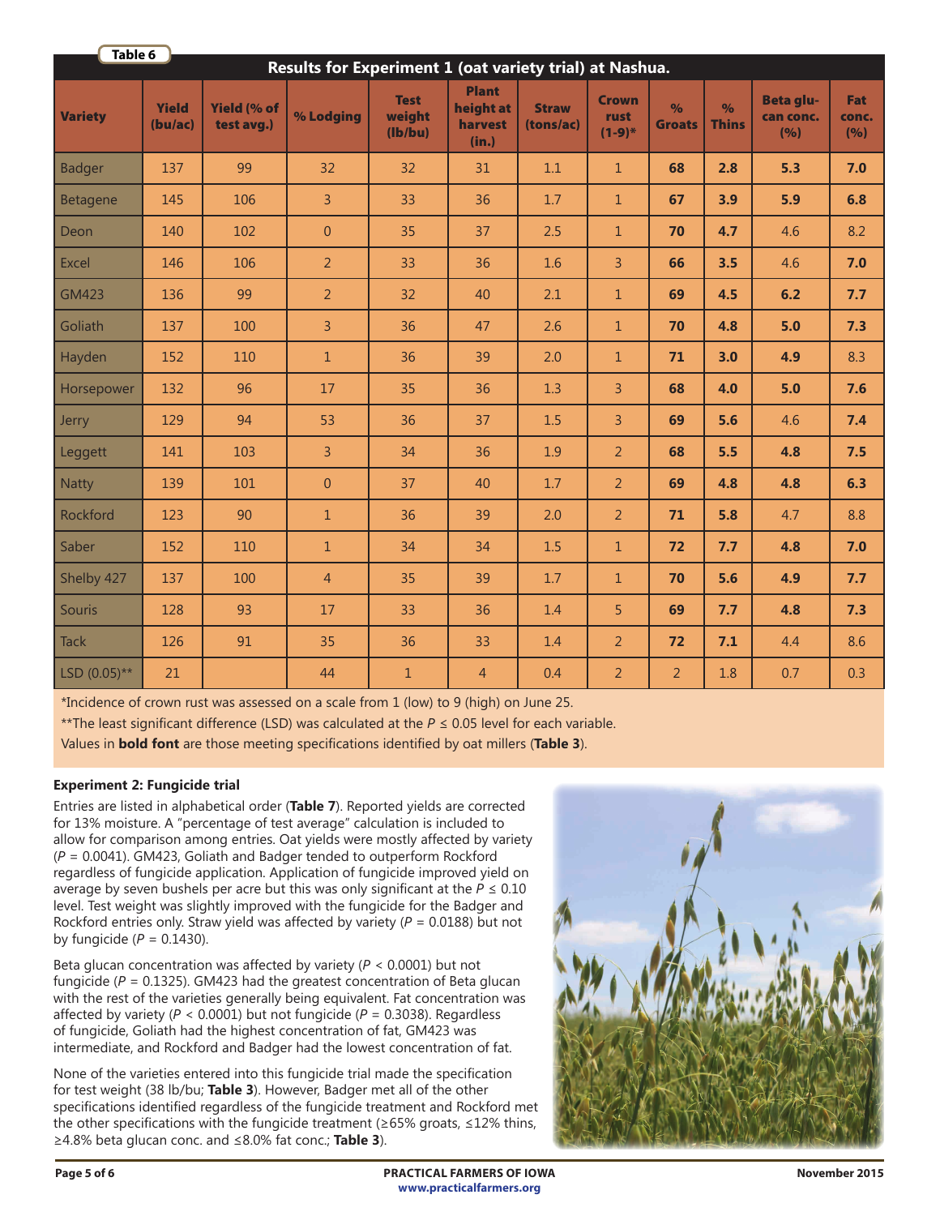Table 6

**Results for Experiment 1 (oat variety trial) at Nashua.**

| Variety | Yield (bu/ac) | Yield (% of test avg.) | % Lodging | Test weight (lb/bu) | Plant height at harvest (in.) | Straw (tons/ac) | Crown rust (1-9)* | % Groats | % Thins | Beta glucan conc. (%) | Fat conc. (%) |
|---|---|---|---|---|---|---|---|---|---|---|---|
| Badger | 137 | 99 | 32 | 32 | 31 | 1.1 | 1 | **68** | **2.8** | **5.3** | **7.0** |
| Betagene | 145 | 106 | 3 | 33 | 36 | 1.7 | 1 | **67** | **3.9** | **5.9** | **6.8** |
| Deon | 140 | 102 | 0 | 35 | 37 | 2.5 | 1 | **70** | **4.7** | 4.6 | 8.2 |
| Excel | 146 | 106 | 2 | 33 | 36 | 1.6 | 3 | **66** | **3.5** | 4.6 | **7.0** |
| GM423 | 136 | 99 | 2 | 32 | 40 | 2.1 | 1 | **69** | **4.5** | **6.2** | **7.7** |
| Goliath | 137 | 100 | 3 | 36 | 47 | 2.6 | 1 | **70** | **4.8** | **5.0** | **7.3** |
| Hayden | 152 | 110 | 1 | 36 | 39 | 2.0 | 1 | **71** | **3.0** | **4.9** | 8.3 |
| Horsepower | 132 | 96 | 17 | 35 | 36 | 1.3 | 3 | **68** | **4.0** | **5.0** | **7.6** |
| Jerry | 129 | 94 | 53 | 36 | 37 | 1.5 | 3 | **69** | **5.6** | 4.6 | **7.4** |
| Leggett | 141 | 103 | 3 | 34 | 36 | 1.9 | 2 | **68** | **5.5** | **4.8** | **7.5** |
| Natty | 139 | 101 | 0 | 37 | 40 | 1.7 | 2 | **69** | **4.8** | **4.8** | **6.3** |
| Rockford | 123 | 90 | 1 | 36 | 39 | 2.0 | 2 | **71** | **5.8** | 4.7 | 8.8 |
| Saber | 152 | 110 | 1 | 34 | 34 | 1.5 | 1 | **72** | **7.7** | **4.8** | **7.0** |
| Shelby 427 | 137 | 100 | 4 | 35 | 39 | 1.7 | 1 | **70** | **5.6** | **4.9** | **7.7** |
| Souris | 128 | 93 | 17 | 33 | 36 | 1.4 | 5 | **69** | **7.7** | **4.8** | **7.3** |
| Tack | 126 | 91 | 35 | 36 | 33 | 1.4 | 2 | **72** | **7.1** | 4.4 | 8.6 |
| LSD (0.05)** | 21 | | 44 | 1 | 4 | 0.4 | 2 | 2 | 1.8 | 0.7 | 0.3 |

*Incidence of crown rust was assessed on a scale from 1 (low) to 9 (high) on June 25.

**The least significant difference (LSD) was calculated at the $P \leq 0.05$ level for each variable.

Values in **bold font** are those meeting specifications identified by oat millers (**Table 3**).

### Experiment 2: Fungicide trial

Entries are listed in alphabetical order (**Table 7**). Reported yields are corrected for 13% moisture. A "percentage of test average" calculation is included to allow for comparison among entries. Oat yields were mostly affected by variety ($P = 0.0041$). GM423, Goliath and Badger tended to outperform Rockford regardless of fungicide application. Application of fungicide improved yield on average by seven bushels per acre but this was only significant at the $P \leq 0.10$ level. Test weight was slightly improved with the fungicide for the Badger and Rockford entries only. Straw yield was affected by variety ($P = 0.0188$) but not by fungicide ($P = 0.1430$).

Beta glucan concentration was affected by variety ($P < 0.0001$) but not fungicide ($P = 0.1325$). GM423 had the greatest concentration of Beta glucan with the rest of the varieties generally being equivalent. Fat concentration was affected by variety ($P < 0.0001$) but not fungicide ($P = 0.3038$). Regardless of fungicide, Goliath had the highest concentration of fat, GM423 was intermediate, and Rockford and Badger had the lowest concentration of fat.

None of the varieties entered into this fungicide trial made the specification for test weight (38 lb/bu; **Table 3**). However, Badger met all of the other specifications identified regardless of the fungicide treatment and Rockford met the other specifications with the fungicide treatment (≥65% groats, ≤12% thins, ≥4.8% beta glucan conc. and ≤8.0% fat conc.; **Table 3**).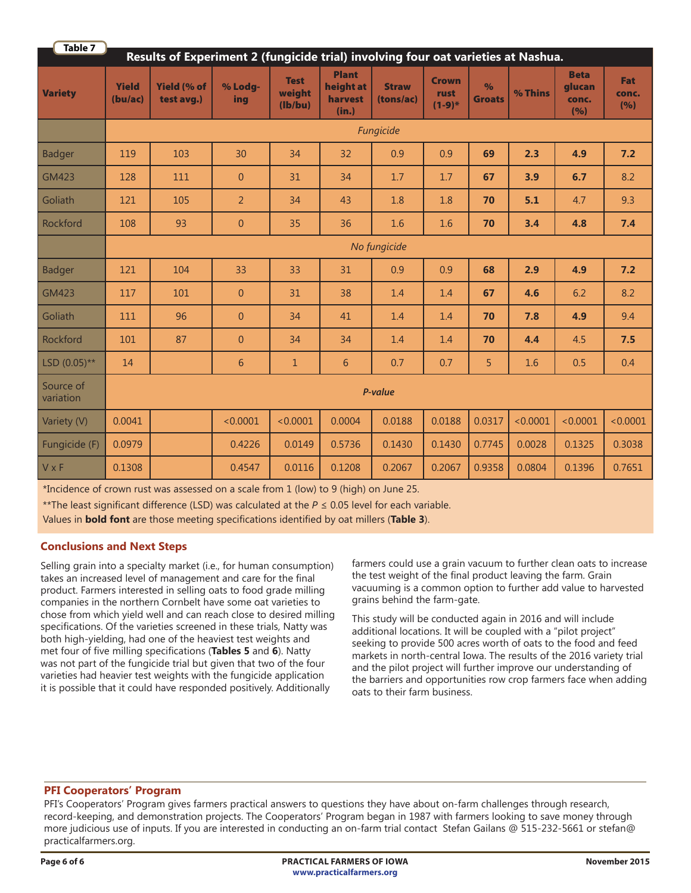**Table 7**

**Results of Experiment 2 (fungicide trial) involving four oat varieties at Nashua.**

| Variety | Yield (bu/ac) | Yield (% of test avg.) | % Lodging | Test weight (lb/bu) | Plant height at harvest (in.) | Straw (tons/ac) | Crown rust (1-9)* | % Groats | % Thins | Beta glucan conc. (%) | Fat conc. (%) |
|---|---|---|---|---|---|---|---|---|---|---|---|
| | *Fungicide* | | | | | | | | | | |
| Badger | 119 | 103 | 30 | 34 | 32 | 0.9 | 0.9 | **69** | **2.3** | **4.9** | **7.2** |
| GM423 | 128 | 111 | 0 | 31 | 34 | 1.7 | 1.7 | **67** | **3.9** | **6.7** | 8.2 |
| Goliath | 121 | 105 | 2 | 34 | 43 | 1.8 | 1.8 | **70** | **5.1** | 4.7 | 9.3 |
| Rockford | 108 | 93 | 0 | 35 | 36 | 1.6 | 1.6 | **70** | **3.4** | **4.8** | **7.4** |
| | *No fungicide* | | | | | | | | | | |
| Badger | 121 | 104 | 33 | 33 | 31 | 0.9 | 0.9 | **68** | **2.9** | **4.9** | **7.2** |
| GM423 | 117 | 101 | 0 | 31 | 38 | 1.4 | 1.4 | **67** | **4.6** | 6.2 | 8.2 |
| Goliath | 111 | 96 | 0 | 34 | 41 | 1.4 | 1.4 | **70** | **7.8** | **4.9** | 9.4 |
| Rockford | 101 | 87 | 0 | 34 | 34 | 1.4 | 1.4 | **70** | **4.4** | 4.5 | **7.5** |
| LSD (0.05)** | 14 | | 6 | 1 | 6 | 0.7 | 0.7 | 5 | 1.6 | 0.5 | 0.4 |
| Source of variation | ***P-value*** | | | | | | | | | | |
| Variety (V) | 0.0041 | | <0.0001 | <0.0001 | 0.0004 | 0.0188 | 0.0188 | 0.0317 | <0.0001 | <0.0001 | <0.0001 |
| Fungicide (F) | 0.0979 | | 0.4226 | 0.0149 | 0.5736 | 0.1430 | 0.1430 | 0.7745 | 0.0028 | 0.1325 | 0.3038 |
| V x F | 0.1308 | | 0.4547 | 0.0116 | 0.1208 | 0.2067 | 0.2067 | 0.9358 | 0.0804 | 0.1396 | 0.7651 |

*Incidence of crown rust was assessed on a scale from 1 (low) to 9 (high) on June 25.

**The least significant difference (LSD) was calculated at the $P \leq 0.05$ level for each variable.

Values in **bold font** are those meeting specifications identified by oat millers (**Table 3**).

## Conclusions and Next Steps

Selling grain into a specialty market (i.e., for human consumption) takes an increased level of management and care for the final product. Farmers interested in selling oats to food grade milling companies in the northern Cornbelt have some oat varieties to chose from which yield well and can reach close to desired milling specifications. Of the varieties screened in these trials, Natty was both high-yielding, had one of the heaviest test weights and met four of five milling specifications (**Tables 5** and **6**). Natty was not part of the fungicide trial but given that two of the four varieties had heavier test weights with the fungicide application it is possible that it could have responded positively. Additionally farmers could use a grain vacuum to further clean oats to increase the test weight of the final product leaving the farm. Grain vacuuming is a common option to further add value to harvested grains behind the farm-gate.

This study will be conducted again in 2016 and will include additional locations. It will be coupled with a "pilot project" seeking to provide 500 acres worth of oats to the food and feed markets in north-central Iowa. The results of the 2016 variety trial and the pilot project will further improve our understanding of the barriers and opportunities row crop farmers face when adding oats to their farm business.

### PFI Cooperators' Program

PFI's Cooperators' Program gives farmers practical answers to questions they have about on-farm challenges through research, record-keeping, and demonstration projects. The Cooperators' Program began in 1987 with farmers looking to save money through more judicious use of inputs. If you are interested in conducting an on-farm trial contact Stefan Gailans @ 515-232-5661 or stefan@practicalfarmers.org.